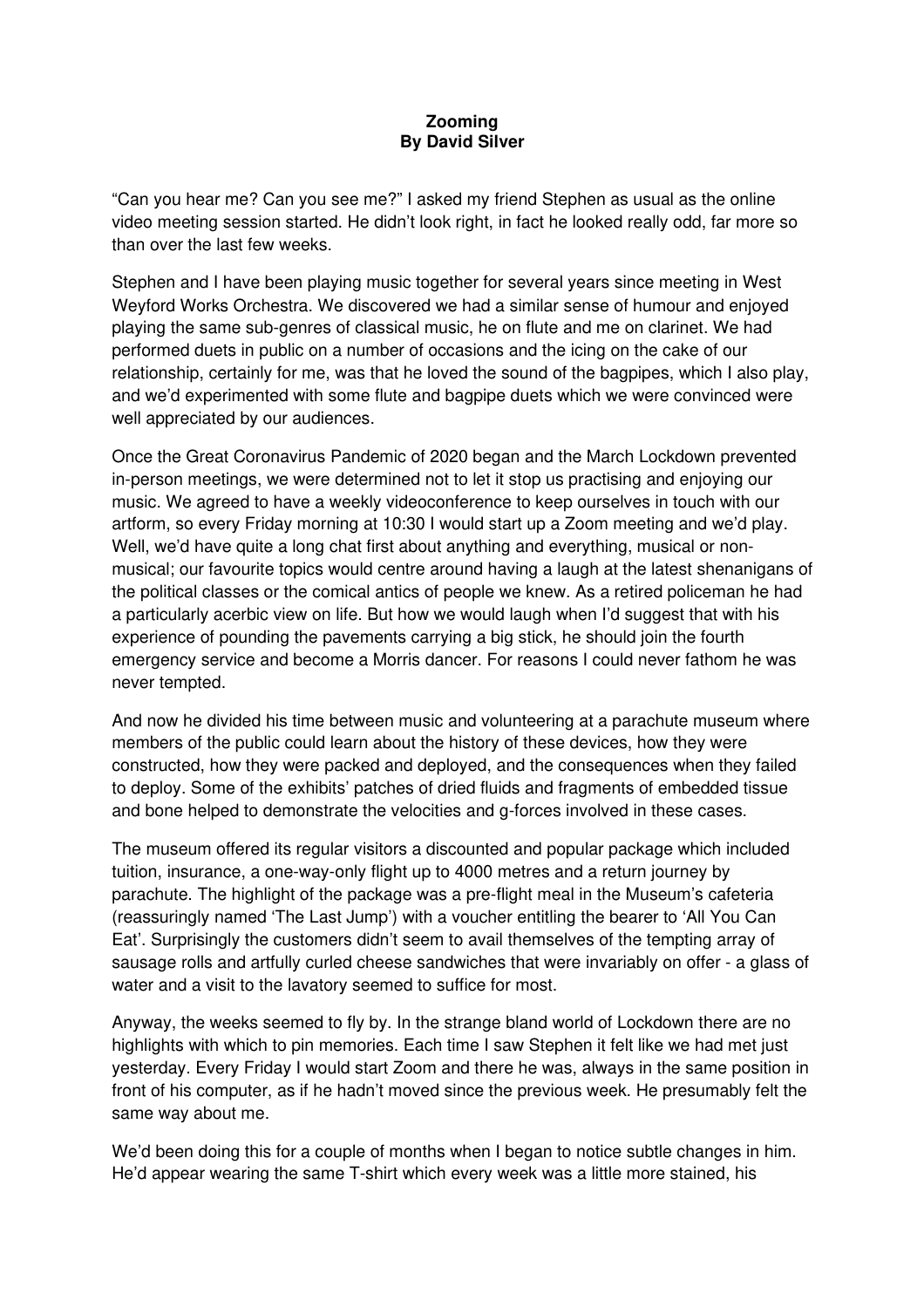**Zooming**
**By David Silver**

"Can you hear me? Can you see me?" I asked my friend Stephen as usual as the online video meeting session started. He didn't look right, in fact he looked really odd, far more so than over the last few weeks.

Stephen and I have been playing music together for several years since meeting in West Weyford Works Orchestra. We discovered we had a similar sense of humour and enjoyed playing the same sub-genres of classical music, he on flute and me on clarinet. We had performed duets in public on a number of occasions and the icing on the cake of our relationship, certainly for me, was that he loved the sound of the bagpipes, which I also play, and we'd experimented with some flute and bagpipe duets which we were convinced were well appreciated by our audiences.

Once the Great Coronavirus Pandemic of 2020 began and the March Lockdown prevented in-person meetings, we were determined not to let it stop us practising and enjoying our music. We agreed to have a weekly videoconference to keep ourselves in touch with our artform, so every Friday morning at 10:30 I would start up a Zoom meeting and we'd play. Well, we'd have quite a long chat first about anything and everything, musical or non-musical; our favourite topics would centre around having a laugh at the latest shenanigans of the political classes or the comical antics of people we knew. As a retired policeman he had a particularly acerbic view on life. But how we would laugh when I'd suggest that with his experience of pounding the pavements carrying a big stick, he should join the fourth emergency service and become a Morris dancer. For reasons I could never fathom he was never tempted.

And now he divided his time between music and volunteering at a parachute museum where members of the public could learn about the history of these devices, how they were constructed, how they were packed and deployed, and the consequences when they failed to deploy. Some of the exhibits' patches of dried fluids and fragments of embedded tissue and bone helped to demonstrate the velocities and g-forces involved in these cases.

The museum offered its regular visitors a discounted and popular package which included tuition, insurance, a one-way-only flight up to 4000 metres and a return journey by parachute. The highlight of the package was a pre-flight meal in the Museum's cafeteria (reassuringly named 'The Last Jump') with a voucher entitling the bearer to 'All You Can Eat'. Surprisingly the customers didn't seem to avail themselves of the tempting array of sausage rolls and artfully curled cheese sandwiches that were invariably on offer - a glass of water and a visit to the lavatory seemed to suffice for most.

Anyway, the weeks seemed to fly by. In the strange bland world of Lockdown there are no highlights with which to pin memories. Each time I saw Stephen it felt like we had met just yesterday. Every Friday I would start Zoom and there he was, always in the same position in front of his computer, as if he hadn't moved since the previous week. He presumably felt the same way about me.

We'd been doing this for a couple of months when I began to notice subtle changes in him. He'd appear wearing the same T-shirt which every week was a little more stained, his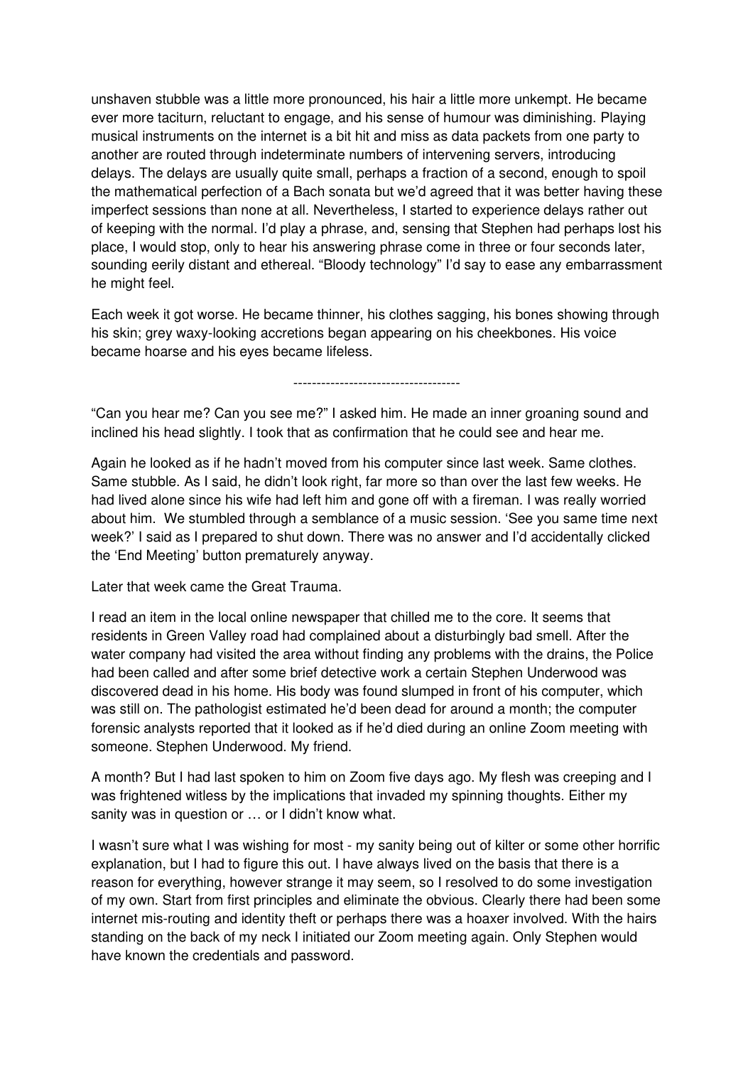unshaven stubble was a little more pronounced, his hair a little more unkempt. He became ever more taciturn, reluctant to engage, and his sense of humour was diminishing. Playing musical instruments on the internet is a bit hit and miss as data packets from one party to another are routed through indeterminate numbers of intervening servers, introducing delays. The delays are usually quite small, perhaps a fraction of a second, enough to spoil the mathematical perfection of a Bach sonata but we'd agreed that it was better having these imperfect sessions than none at all. Nevertheless, I started to experience delays rather out of keeping with the normal. I'd play a phrase, and, sensing that Stephen had perhaps lost his place, I would stop, only to hear his answering phrase come in three or four seconds later, sounding eerily distant and ethereal. "Bloody technology" I'd say to ease any embarrassment he might feel.

Each week it got worse. He became thinner, his clothes sagging, his bones showing through his skin; grey waxy-looking accretions began appearing on his cheekbones. His voice became hoarse and his eyes became lifeless.

------------------------------------

"Can you hear me? Can you see me?" I asked him. He made an inner groaning sound and inclined his head slightly. I took that as confirmation that he could see and hear me.

Again he looked as if he hadn't moved from his computer since last week. Same clothes. Same stubble. As I said, he didn't look right, far more so than over the last few weeks. He had lived alone since his wife had left him and gone off with a fireman. I was really worried about him. We stumbled through a semblance of a music session. 'See you same time next week?' I said as I prepared to shut down. There was no answer and I'd accidentally clicked the 'End Meeting' button prematurely anyway.

Later that week came the Great Trauma.

I read an item in the local online newspaper that chilled me to the core. It seems that residents in Green Valley road had complained about a disturbingly bad smell. After the water company had visited the area without finding any problems with the drains, the Police had been called and after some brief detective work a certain Stephen Underwood was discovered dead in his home. His body was found slumped in front of his computer, which was still on. The pathologist estimated he'd been dead for around a month; the computer forensic analysts reported that it looked as if he'd died during an online Zoom meeting with someone. Stephen Underwood. My friend.

A month? But I had last spoken to him on Zoom five days ago. My flesh was creeping and I was frightened witless by the implications that invaded my spinning thoughts. Either my sanity was in question or … or I didn't know what.

I wasn't sure what I was wishing for most - my sanity being out of kilter or some other horrific explanation, but I had to figure this out. I have always lived on the basis that there is a reason for everything, however strange it may seem, so I resolved to do some investigation of my own. Start from first principles and eliminate the obvious. Clearly there had been some internet mis-routing and identity theft or perhaps there was a hoaxer involved. With the hairs standing on the back of my neck I initiated our Zoom meeting again. Only Stephen would have known the credentials and password.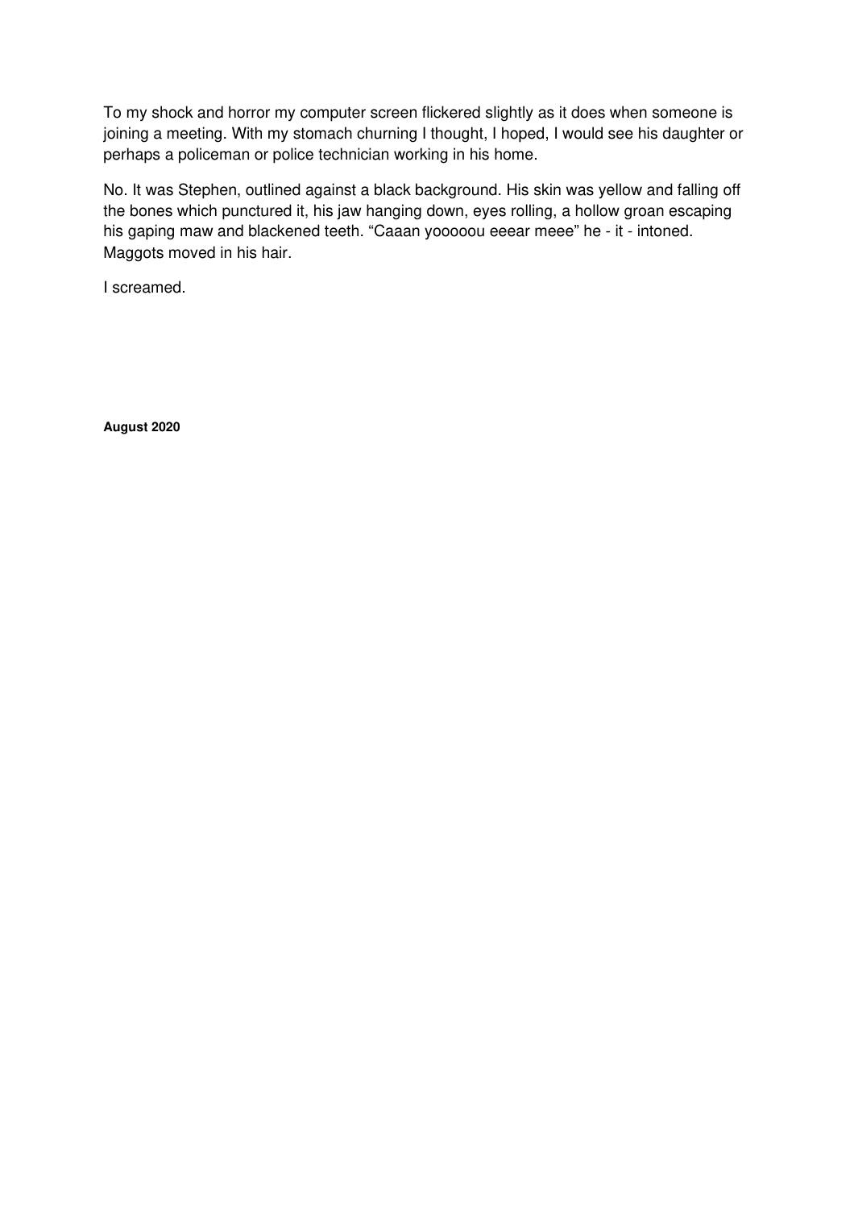To my shock and horror my computer screen flickered slightly as it does when someone is joining a meeting. With my stomach churning I thought, I hoped, I would see his daughter or perhaps a policeman or police technician working in his home.

No. It was Stephen, outlined against a black background. His skin was yellow and falling off the bones which punctured it, his jaw hanging down, eyes rolling, a hollow groan escaping his gaping maw and blackened teeth. “Caaan yooooou eeear meee” he - it - intoned. Maggots moved in his hair.

I screamed.

**August 2020**